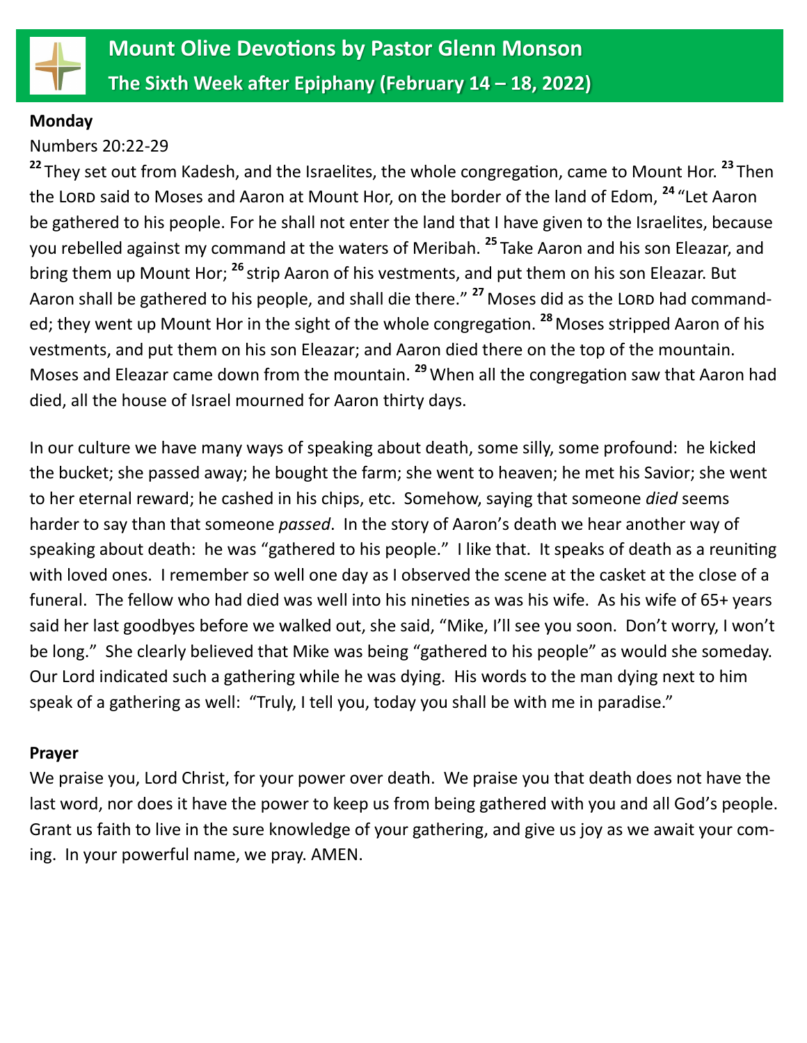# Mount Olive Devotions by Pastor Glenn Monson

## The Sixth Week after Epiphany (February 14 – 18, 2022)

**Monday**

Numbers 20:22-29

[22] They set out from Kadesh, and the Israelites, the whole congregation, came to Mount Hor. [23] Then the LORD said to Moses and Aaron at Mount Hor, on the border of the land of Edom, [24] "Let Aaron be gathered to his people. For he shall not enter the land that I have given to the Israelites, because you rebelled against my command at the waters of Meribah. [25] Take Aaron and his son Eleazar, and bring them up Mount Hor; [26] strip Aaron of his vestments, and put them on his son Eleazar. But Aaron shall be gathered to his people, and shall die there." [27] Moses did as the LORD had commanded; they went up Mount Hor in the sight of the whole congregation. [28] Moses stripped Aaron of his vestments, and put them on his son Eleazar; and Aaron died there on the top of the mountain. Moses and Eleazar came down from the mountain. [29] When all the congregation saw that Aaron had died, all the house of Israel mourned for Aaron thirty days.

In our culture we have many ways of speaking about death, some silly, some profound: he kicked the bucket; she passed away; he bought the farm; she went to heaven; he met his Savior; she went to her eternal reward; he cashed in his chips, etc. Somehow, saying that someone *died* seems harder to say than that someone *passed*. In the story of Aaron's death we hear another way of speaking about death: he was "gathered to his people." I like that. It speaks of death as a reuniting with loved ones. I remember so well one day as I observed the scene at the casket at the close of a funeral. The fellow who had died was well into his nineties as was his wife. As his wife of 65+ years said her last goodbyes before we walked out, she said, "Mike, I'll see you soon. Don't worry, I won't be long." She clearly believed that Mike was being "gathered to his people" as would she someday. Our Lord indicated such a gathering while he was dying. His words to the man dying next to him speak of a gathering as well: "Truly, I tell you, today you shall be with me in paradise."

**Prayer**

We praise you, Lord Christ, for your power over death. We praise you that death does not have the last word, nor does it have the power to keep us from being gathered with you and all God's people. Grant us faith to live in the sure knowledge of your gathering, and give us joy as we await your coming. In your powerful name, we pray. AMEN.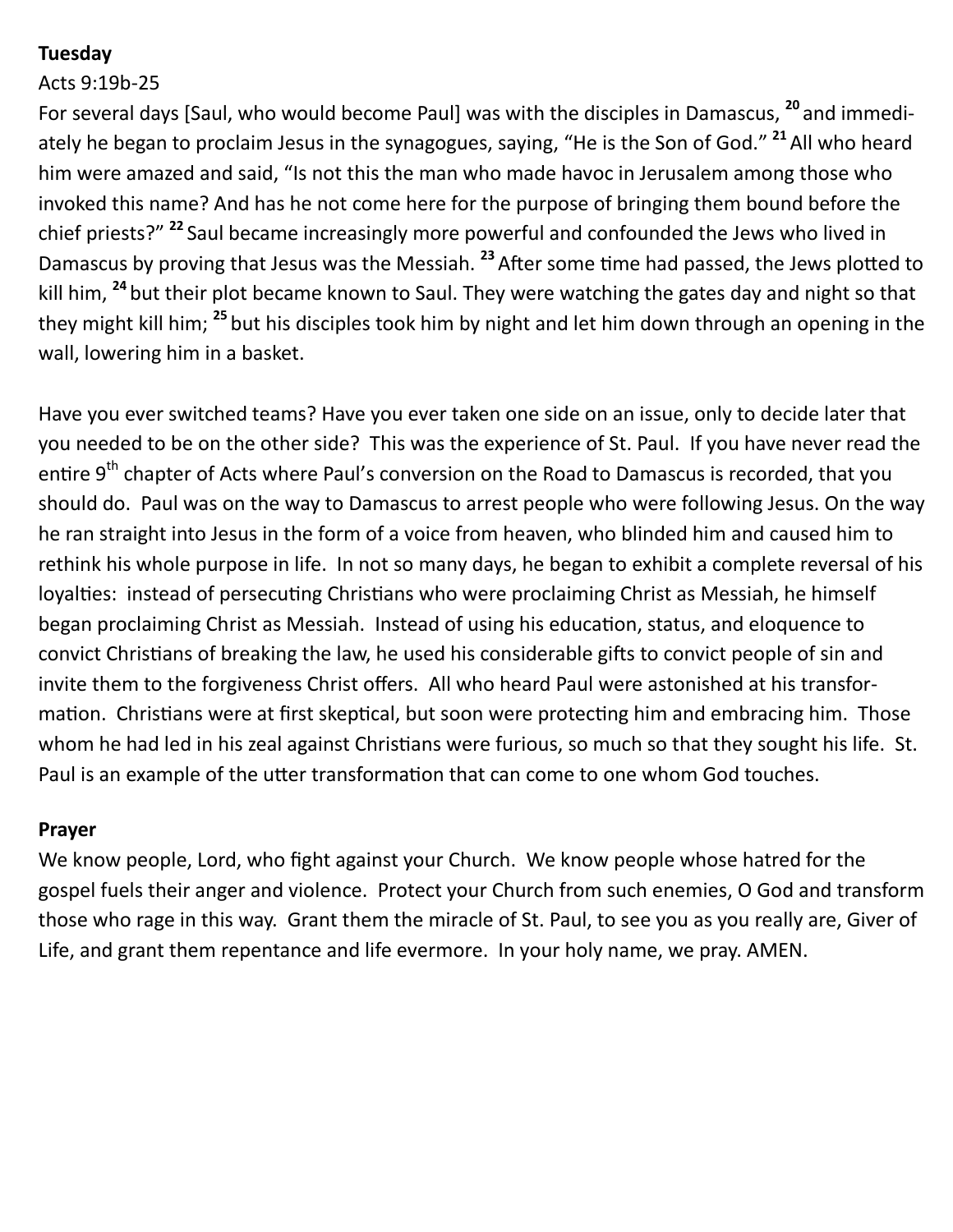**Tuesday**

Acts 9:19b-25

For several days [Saul, who would become Paul] was with the disciples in Damascus, [20] and immediately he began to proclaim Jesus in the synagogues, saying, "He is the Son of God." [21] All who heard him were amazed and said, "Is not this the man who made havoc in Jerusalem among those who invoked this name? And has he not come here for the purpose of bringing them bound before the chief priests?" [22] Saul became increasingly more powerful and confounded the Jews who lived in Damascus by proving that Jesus was the Messiah. [23] After some time had passed, the Jews plotted to kill him, [24] but their plot became known to Saul. They were watching the gates day and night so that they might kill him; [25] but his disciples took him by night and let him down through an opening in the wall, lowering him in a basket.

Have you ever switched teams? Have you ever taken one side on an issue, only to decide later that you needed to be on the other side? This was the experience of St. Paul. If you have never read the entire 9th chapter of Acts where Paul's conversion on the Road to Damascus is recorded, that you should do. Paul was on the way to Damascus to arrest people who were following Jesus. On the way he ran straight into Jesus in the form of a voice from heaven, who blinded him and caused him to rethink his whole purpose in life. In not so many days, he began to exhibit a complete reversal of his loyalties: instead of persecuting Christians who were proclaiming Christ as Messiah, he himself began proclaiming Christ as Messiah. Instead of using his education, status, and eloquence to convict Christians of breaking the law, he used his considerable gifts to convict people of sin and invite them to the forgiveness Christ offers. All who heard Paul were astonished at his transformation. Christians were at first skeptical, but soon were protecting him and embracing him. Those whom he had led in his zeal against Christians were furious, so much so that they sought his life. St. Paul is an example of the utter transformation that can come to one whom God touches.

**Prayer**

We know people, Lord, who fight against your Church. We know people whose hatred for the gospel fuels their anger and violence. Protect your Church from such enemies, O God and transform those who rage in this way. Grant them the miracle of St. Paul, to see you as you really are, Giver of Life, and grant them repentance and life evermore. In your holy name, we pray. AMEN.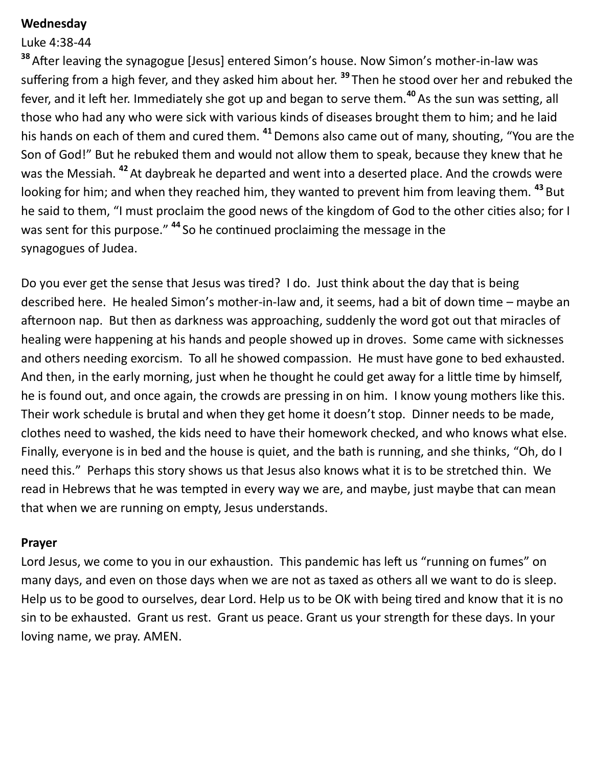**Wednesday**

Luke 4:38-44

[38] After leaving the synagogue [Jesus] entered Simon's house. Now Simon's mother-in-law was suffering from a high fever, and they asked him about her. [39] Then he stood over her and rebuked the fever, and it left her. Immediately she got up and began to serve them.[40] As the sun was setting, all those who had any who were sick with various kinds of diseases brought them to him; and he laid his hands on each of them and cured them. [41] Demons also came out of many, shouting, "You are the Son of God!" But he rebuked them and would not allow them to speak, because they knew that he was the Messiah. [42] At daybreak he departed and went into a deserted place. And the crowds were looking for him; and when they reached him, they wanted to prevent him from leaving them. [43] But he said to them, "I must proclaim the good news of the kingdom of God to the other cities also; for I was sent for this purpose." [44] So he continued proclaiming the message in the synagogues of Judea.

Do you ever get the sense that Jesus was tired? I do. Just think about the day that is being described here. He healed Simon's mother-in-law and, it seems, had a bit of down time – maybe an afternoon nap. But then as darkness was approaching, suddenly the word got out that miracles of healing were happening at his hands and people showed up in droves. Some came with sicknesses and others needing exorcism. To all he showed compassion. He must have gone to bed exhausted. And then, in the early morning, just when he thought he could get away for a little time by himself, he is found out, and once again, the crowds are pressing in on him. I know young mothers like this. Their work schedule is brutal and when they get home it doesn't stop. Dinner needs to be made, clothes need to washed, the kids need to have their homework checked, and who knows what else. Finally, everyone is in bed and the house is quiet, and the bath is running, and she thinks, "Oh, do I need this." Perhaps this story shows us that Jesus also knows what it is to be stretched thin. We read in Hebrews that he was tempted in every way we are, and maybe, just maybe that can mean that when we are running on empty, Jesus understands.

**Prayer**

Lord Jesus, we come to you in our exhaustion. This pandemic has left us "running on fumes" on many days, and even on those days when we are not as taxed as others all we want to do is sleep. Help us to be good to ourselves, dear Lord. Help us to be OK with being tired and know that it is no sin to be exhausted. Grant us rest. Grant us peace. Grant us your strength for these days. In your loving name, we pray. AMEN.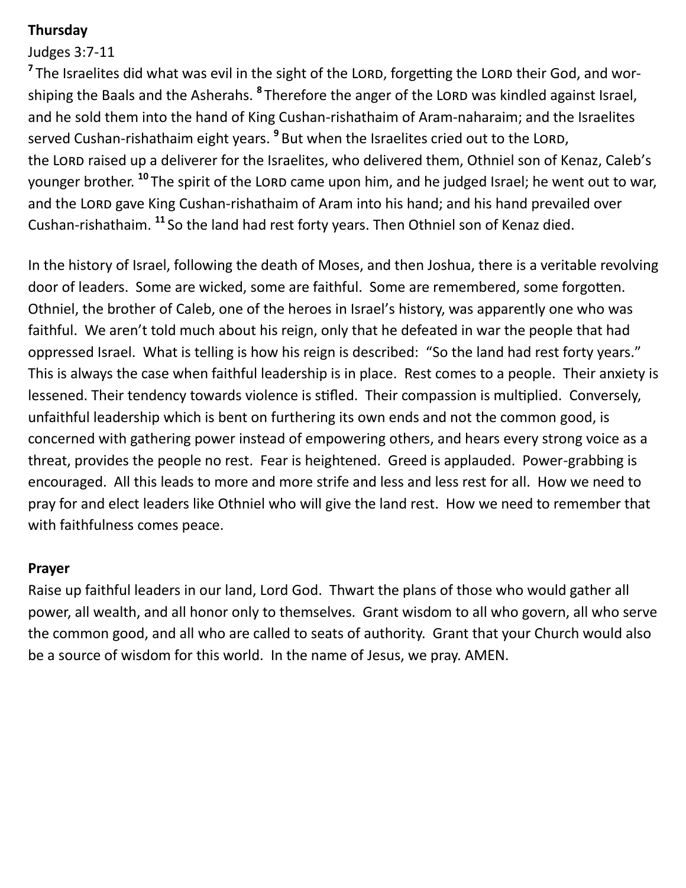**Thursday**

Judges 3:7-11

[7] The Israelites did what was evil in the sight of the LORD, forgetting the LORD their God, and worshiping the Baals and the Asherahs. [8] Therefore the anger of the LORD was kindled against Israel, and he sold them into the hand of King Cushan-rishathaim of Aram-naharaim; and the Israelites served Cushan-rishathaim eight years. [9] But when the Israelites cried out to the LORD, the LORD raised up a deliverer for the Israelites, who delivered them, Othniel son of Kenaz, Caleb's younger brother. [10] The spirit of the LORD came upon him, and he judged Israel; he went out to war, and the LORD gave King Cushan-rishathaim of Aram into his hand; and his hand prevailed over Cushan-rishathaim. [11] So the land had rest forty years. Then Othniel son of Kenaz died.

In the history of Israel, following the death of Moses, and then Joshua, there is a veritable revolving door of leaders. Some are wicked, some are faithful. Some are remembered, some forgotten. Othniel, the brother of Caleb, one of the heroes in Israel's history, was apparently one who was faithful. We aren't told much about his reign, only that he defeated in war the people that had oppressed Israel. What is telling is how his reign is described: "So the land had rest forty years." This is always the case when faithful leadership is in place. Rest comes to a people. Their anxiety is lessened. Their tendency towards violence is stifled. Their compassion is multiplied. Conversely, unfaithful leadership which is bent on furthering its own ends and not the common good, is concerned with gathering power instead of empowering others, and hears every strong voice as a threat, provides the people no rest. Fear is heightened. Greed is applauded. Power-grabbing is encouraged. All this leads to more and more strife and less and less rest for all. How we need to pray for and elect leaders like Othniel who will give the land rest. How we need to remember that with faithfulness comes peace.

**Prayer**

Raise up faithful leaders in our land, Lord God. Thwart the plans of those who would gather all power, all wealth, and all honor only to themselves. Grant wisdom to all who govern, all who serve the common good, and all who are called to seats of authority. Grant that your Church would also be a source of wisdom for this world. In the name of Jesus, we pray. AMEN.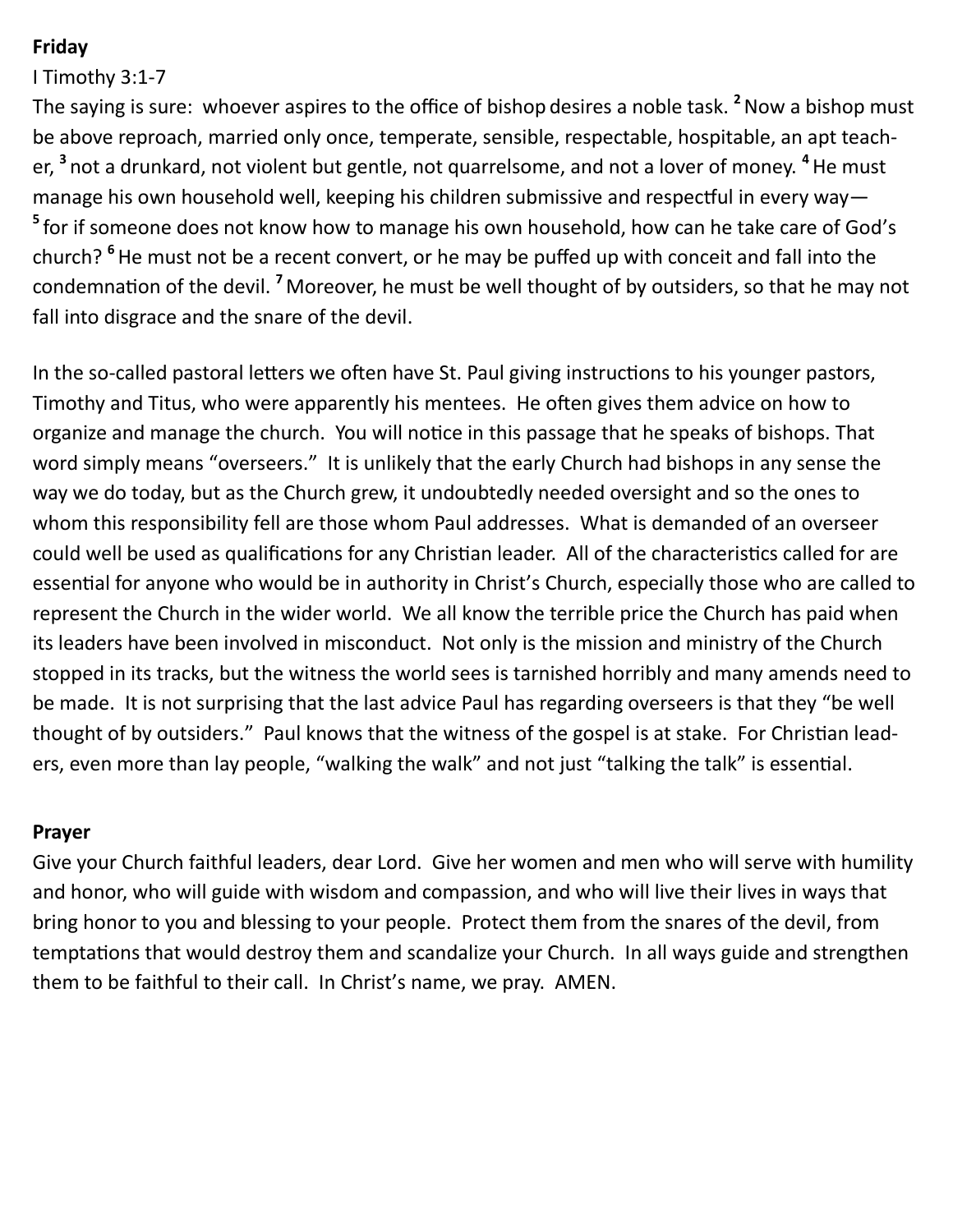**Friday**

I Timothy 3:1-7

The saying is sure: whoever aspires to the office of bishop desires a noble task. [2] Now a bishop must be above reproach, married only once, temperate, sensible, respectable, hospitable, an apt teacher, [3] not a drunkard, not violent but gentle, not quarrelsome, and not a lover of money. [4] He must manage his own household well, keeping his children submissive and respectful in every way— [5] for if someone does not know how to manage his own household, how can he take care of God's church? [6] He must not be a recent convert, or he may be puffed up with conceit and fall into the condemnation of the devil. [7] Moreover, he must be well thought of by outsiders, so that he may not fall into disgrace and the snare of the devil.

In the so-called pastoral letters we often have St. Paul giving instructions to his younger pastors, Timothy and Titus, who were apparently his mentees. He often gives them advice on how to organize and manage the church. You will notice in this passage that he speaks of bishops. That word simply means "overseers." It is unlikely that the early Church had bishops in any sense the way we do today, but as the Church grew, it undoubtedly needed oversight and so the ones to whom this responsibility fell are those whom Paul addresses. What is demanded of an overseer could well be used as qualifications for any Christian leader. All of the characteristics called for are essential for anyone who would be in authority in Christ's Church, especially those who are called to represent the Church in the wider world. We all know the terrible price the Church has paid when its leaders have been involved in misconduct. Not only is the mission and ministry of the Church stopped in its tracks, but the witness the world sees is tarnished horribly and many amends need to be made. It is not surprising that the last advice Paul has regarding overseers is that they "be well thought of by outsiders." Paul knows that the witness of the gospel is at stake. For Christian leaders, even more than lay people, "walking the walk" and not just "talking the talk" is essential.

**Prayer**

Give your Church faithful leaders, dear Lord. Give her women and men who will serve with humility and honor, who will guide with wisdom and compassion, and who will live their lives in ways that bring honor to you and blessing to your people. Protect them from the snares of the devil, from temptations that would destroy them and scandalize your Church. In all ways guide and strengthen them to be faithful to their call. In Christ's name, we pray. AMEN.